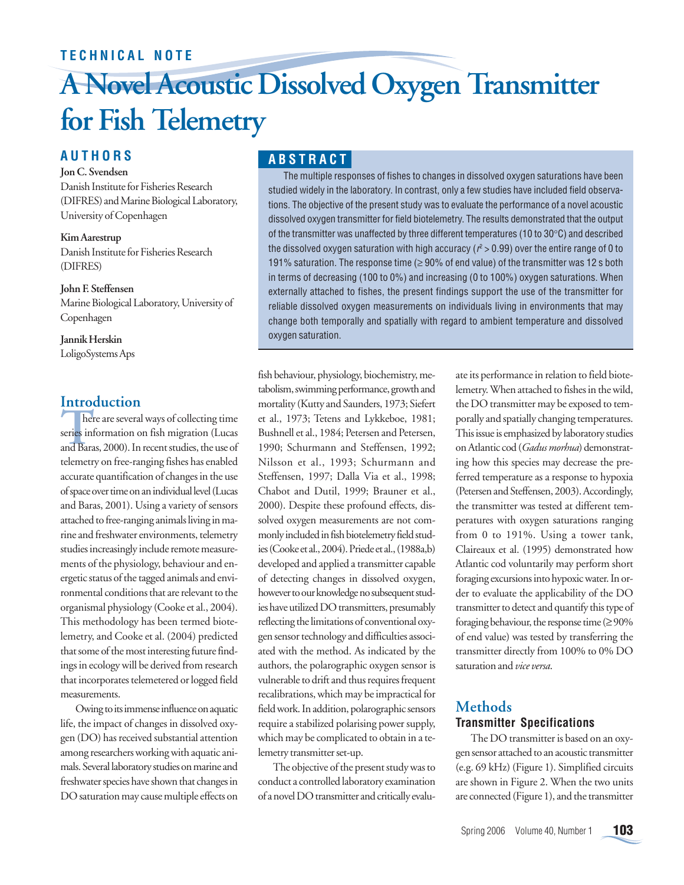TECHNICAL NOTE

# A Novel Acoustic Dissolved Oxygen Transmitter for Fish Telemetry

## AUTHORS

**Jon C. Svendsen**
Danish Institute for Fisheries Research (DIFRES) and Marine Biological Laboratory, University of Copenhagen

**Kim Aarestrup**
Danish Institute for Fisheries Research (DIFRES)

**John F. Steffensen**
Marine Biological Laboratory, University of Copenhagen

**Jannik Herskin**
LoligoSystems Aps

## ABSTRACT

The multiple responses of fishes to changes in dissolved oxygen saturations have been studied widely in the laboratory. In contrast, only a few studies have included field observations. The objective of the present study was to evaluate the performance of a novel acoustic dissolved oxygen transmitter for field biotelemetry. The results demonstrated that the output of the transmitter was unaffected by three different temperatures (10 to 30°C) and described the dissolved oxygen saturation with high accuracy ($r^2 > 0.99$) over the entire range of 0 to 191% saturation. The response time (≥ 90% of end value) of the transmitter was 12 s both in terms of decreasing (100 to 0%) and increasing (0 to 100%) oxygen saturations. When externally attached to fishes, the present findings support the use of the transmitter for reliable dissolved oxygen measurements on individuals living in environments that may change both temporally and spatially with regard to ambient temperature and dissolved oxygen saturation.

## Introduction

There are several ways of collecting time series information on fish migration (Lucas and Baras, 2000). In recent studies, the use of telemetry on free-ranging fishes has enabled accurate quantification of changes in the use of space over time on an individual level (Lucas and Baras, 2001). Using a variety of sensors attached to free-ranging animals living in marine and freshwater environments, telemetry studies increasingly include remote measurements of the physiology, behaviour and energetic status of the tagged animals and environmental conditions that are relevant to the organismal physiology (Cooke et al., 2004). This methodology has been termed biotelemetry, and Cooke et al. (2004) predicted that some of the most interesting future findings in ecology will be derived from research that incorporates telemetered or logged field measurements.

Owing to its immense influence on aquatic life, the impact of changes in dissolved oxygen (DO) has received substantial attention among researchers working with aquatic animals. Several laboratory studies on marine and freshwater species have shown that changes in DO saturation may cause multiple effects on fish behaviour, physiology, biochemistry, metabolism, swimming performance, growth and mortality (Kutty and Saunders, 1973; Siefert et al., 1973; Tetens and Lykkeboe, 1981; Bushnell et al., 1984; Petersen and Petersen, 1990; Schurmann and Steffensen, 1992; Nilsson et al., 1993; Schurmann and Steffensen, 1997; Dalla Via et al., 1998; Chabot and Dutil, 1999; Brauner et al., 2000). Despite these profound effects, dissolved oxygen measurements are not commonly included in fish biotelemetry field studies (Cooke et al., 2004). Priede et al., (1988a,b) developed and applied a transmitter capable of detecting changes in dissolved oxygen, however to our knowledge no subsequent studies have utilized DO transmitters, presumably reflecting the limitations of conventional oxygen sensor technology and difficulties associated with the method. As indicated by the authors, the polarographic oxygen sensor is vulnerable to drift and thus requires frequent recalibrations, which may be impractical for field work. In addition, polarographic sensors require a stabilized polarising power supply, which may be complicated to obtain in a telemetry transmitter set-up.

The objective of the present study was to conduct a controlled laboratory examination of a novel DO transmitter and critically evaluate its performance in relation to field biotelemetry. When attached to fishes in the wild, the DO transmitter may be exposed to temporally and spatially changing temperatures. This issue is emphasized by laboratory studies on Atlantic cod (*Gadus morhua*) demonstrating how this species may decrease the preferred temperature as a response to hypoxia (Petersen and Steffensen, 2003). Accordingly, the transmitter was tested at different temperatures with oxygen saturations ranging from 0 to 191%. Using a tower tank, Claireaux et al. (1995) demonstrated how Atlantic cod voluntarily may perform short foraging excursions into hypoxic water. In order to evaluate the applicability of the DO transmitter to detect and quantify this type of foraging behaviour, the response time (≥90% of end value) was tested by transferring the transmitter directly from 100% to 0% DO saturation and *vice versa*.

## Methods

### Transmitter Specifications

The DO transmitter is based on an oxygen sensor attached to an acoustic transmitter (e.g. 69 kHz) (Figure 1). Simplified circuits are shown in Figure 2. When the two units are connected (Figure 1), and the transmitter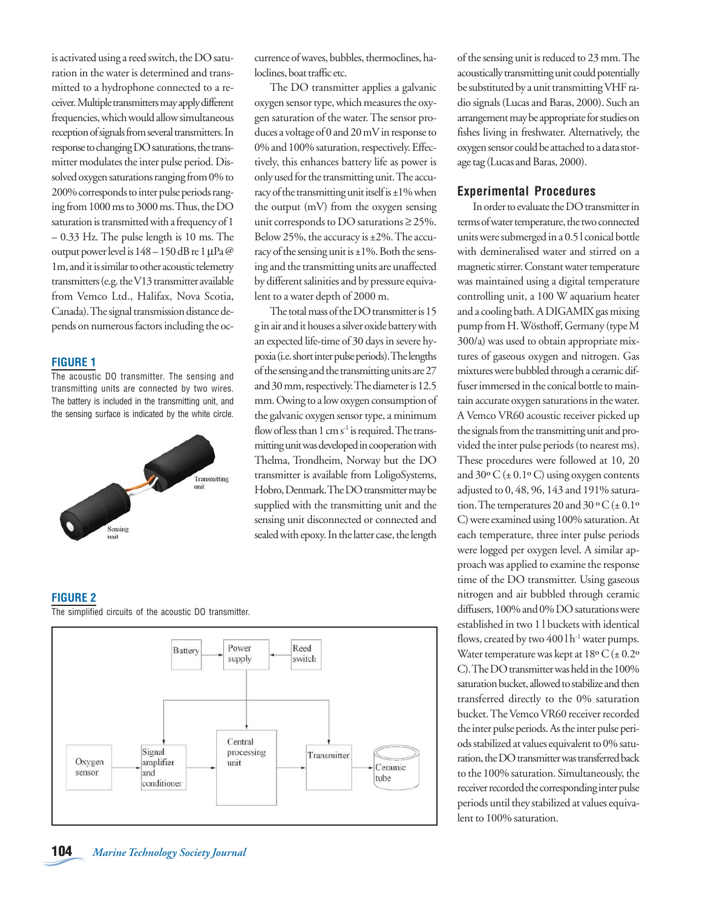is activated using a reed switch, the DO saturation in the water is determined and transmitted to a hydrophone connected to a receiver. Multiple transmitters may apply different frequencies, which would allow simultaneous reception of signals from several transmitters. In response to changing DO saturations, the transmitter modulates the inter pulse period. Dissolved oxygen saturations ranging from 0% to 200% corresponds to inter pulse periods ranging from 1000 ms to 3000 ms. Thus, the DO saturation is transmitted with a frequency of 1 – 0.33 Hz. The pulse length is 10 ms. The output power level is 148 – 150 dB re 1 µPa @ 1m, and it is similar to other acoustic telemetry transmitters (e.g. the V13 transmitter available from Vemco Ltd., Halifax, Nova Scotia, Canada). The signal transmission distance depends on numerous factors including the occurrence of waves, bubbles, thermoclines, haloclines, boat traffic etc.

The DO transmitter applies a galvanic oxygen sensor type, which measures the oxygen saturation of the water. The sensor produces a voltage of 0 and 20 mV in response to 0% and 100% saturation, respectively. Effectively, this enhances battery life as power is only used for the transmitting unit. The accuracy of the transmitting unit itself is ±1% when the output (mV) from the oxygen sensing unit corresponds to DO saturations ≥ 25%. Below 25%, the accuracy is ±2%. The accuracy of the sensing unit is ±1%. Both the sensing and the transmitting units are unaffected by different salinities and by pressure equivalent to a water depth of 2000 m.

The total mass of the DO transmitter is 15 g in air and it houses a silver oxide battery with an expected life-time of 30 days in severe hypoxia (i.e. short inter pulse periods). The lengths of the sensing and the transmitting units are 27 and 30 mm, respectively. The diameter is 12.5 mm. Owing to a low oxygen consumption of the galvanic oxygen sensor type, a minimum flow of less than 1 cm s$^{-1}$ is required. The transmitting unit was developed in cooperation with Thelma, Trondheim, Norway but the DO transmitter is available from LoligoSystems, Hobro, Denmark. The DO transmitter may be supplied with the transmitting unit and the sensing unit disconnected or connected and sealed with epoxy. In the latter case, the length of the sensing unit is reduced to 23 mm. The acoustically transmitting unit could potentially be substituted by a unit transmitting VHF radio signals (Lucas and Baras, 2000). Such an arrangement may be appropriate for studies on fishes living in freshwater. Alternatively, the oxygen sensor could be attached to a data storage tag (Lucas and Baras, 2000).

**FIGURE 1**

The acoustic DO transmitter. The sensing and transmitting units are connected by two wires. The battery is included in the transmitting unit, and the sensing surface is indicated by the white circle.

**FIGURE 2**

The simplified circuits of the acoustic DO transmitter.

## Experimental Procedures

In order to evaluate the DO transmitter in terms of water temperature, the two connected units were submerged in a 0.5 l conical bottle with demineralised water and stirred on a magnetic stirrer. Constant water temperature was maintained using a digital temperature controlling unit, a 100 W aquarium heater and a cooling bath. A DIGAMIX gas mixing pump from H. Wösthoff, Germany (type M 300/a) was used to obtain appropriate mixtures of gaseous oxygen and nitrogen. Gas mixtures were bubbled through a ceramic diffuser immersed in the conical bottle to maintain accurate oxygen saturations in the water. A Vemco VR60 acoustic receiver picked up the signals from the transmitting unit and provided the inter pulse periods (to nearest ms). These procedures were followed at 10, 20 and 30º C (± 0.1º C) using oxygen contents adjusted to 0, 48, 96, 143 and 191% saturation. The temperatures 20 and 30 º C (± 0.1º C) were examined using 100% saturation. At each temperature, three inter pulse periods were logged per oxygen level. A similar approach was applied to examine the response time of the DO transmitter. Using gaseous nitrogen and air bubbled through ceramic diffusers, 100% and 0% DO saturations were established in two 1 l buckets with identical flows, created by two 400 l h$^{-1}$ water pumps. Water temperature was kept at 18º C (± 0.2º C). The DO transmitter was held in the 100% saturation bucket, allowed to stabilize and then transferred directly to the 0% saturation bucket. The Vemco VR60 receiver recorded the inter pulse periods. As the inter pulse periods stabilized at values equivalent to 0% saturation, the DO transmitter was transferred back to the 100% saturation. Simultaneously, the receiver recorded the corresponding inter pulse periods until they stabilized at values equivalent to 100% saturation.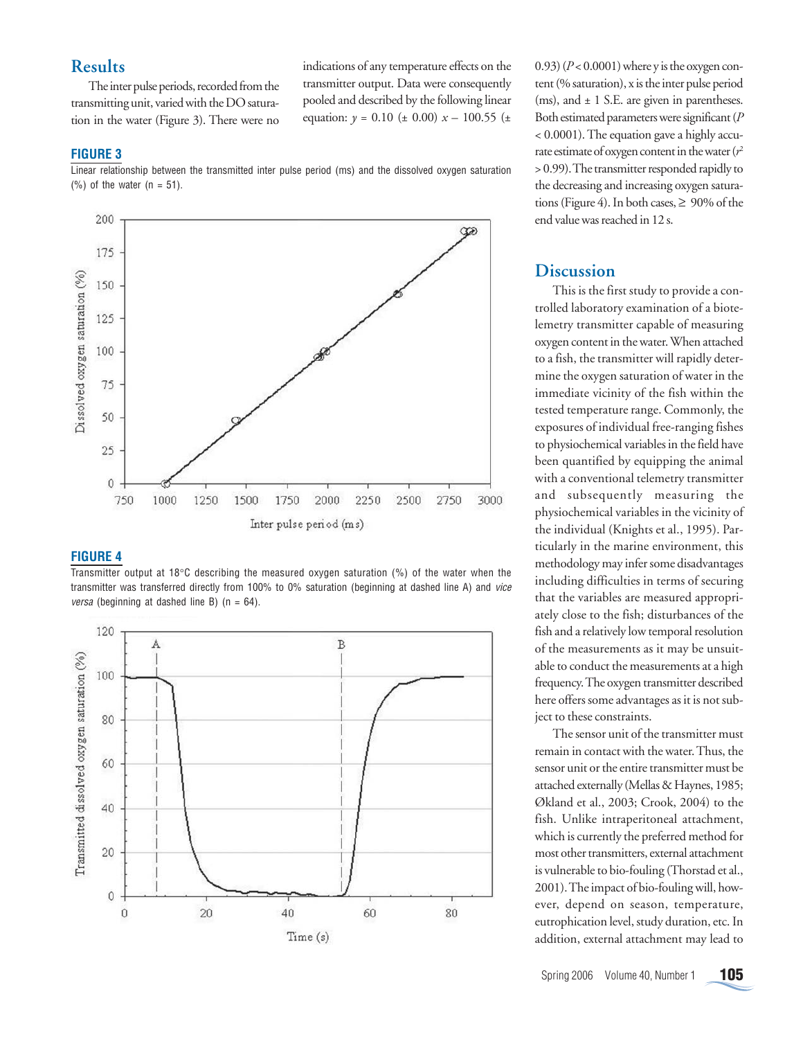## Results

The inter pulse periods, recorded from the transmitting unit, varied with the DO saturation in the water (Figure 3). There were no indications of any temperature effects on the transmitter output. Data were consequently pooled and described by the following linear equation: $y = 0.10\ (\pm\ 0.00)\ x - 100.55\ (\pm\ 0.93)$ ($P < 0.0001$) where y is the oxygen content (% saturation), x is the inter pulse period (ms), and ± 1 S.E. are given in parentheses. Both estimated parameters were significant ($P < 0.0001$). The equation gave a highly accurate estimate of oxygen content in the water ($r^2 > 0.99$). The transmitter responded rapidly to the decreasing and increasing oxygen saturations (Figure 4). In both cases, ≥ 90% of the end value was reached in 12 s.

**FIGURE 3**

Linear relationship between the transmitted inter pulse period (ms) and the dissolved oxygen saturation (%) of the water (n = 51).

**FIGURE 4**

Transmitter output at 18°C describing the measured oxygen saturation (%) of the water when the transmitter was transferred directly from 100% to 0% saturation (beginning at dashed line A) and *vice versa* (beginning at dashed line B) (n = 64).

## Discussion

This is the first study to provide a controlled laboratory examination of a biotelemetry transmitter capable of measuring oxygen content in the water. When attached to a fish, the transmitter will rapidly determine the oxygen saturation of water in the immediate vicinity of the fish within the tested temperature range. Commonly, the exposures of individual free-ranging fishes to physiochemical variables in the field have been quantified by equipping the animal with a conventional telemetry transmitter and subsequently measuring the physiochemical variables in the vicinity of the individual (Knights et al., 1995). Particularly in the marine environment, this methodology may infer some disadvantages including difficulties in terms of securing that the variables are measured appropriately close to the fish; disturbances of the fish and a relatively low temporal resolution of the measurements as it may be unsuitable to conduct the measurements at a high frequency. The oxygen transmitter described here offers some advantages as it is not subject to these constraints.

The sensor unit of the transmitter must remain in contact with the water. Thus, the sensor unit or the entire transmitter must be attached externally (Mellas & Haynes, 1985; Økland et al., 2003; Crook, 2004) to the fish. Unlike intraperitoneal attachment, which is currently the preferred method for most other transmitters, external attachment is vulnerable to bio-fouling (Thorstad et al., 2001). The impact of bio-fouling will, however, depend on season, temperature, eutrophication level, study duration, etc. In addition, external attachment may lead to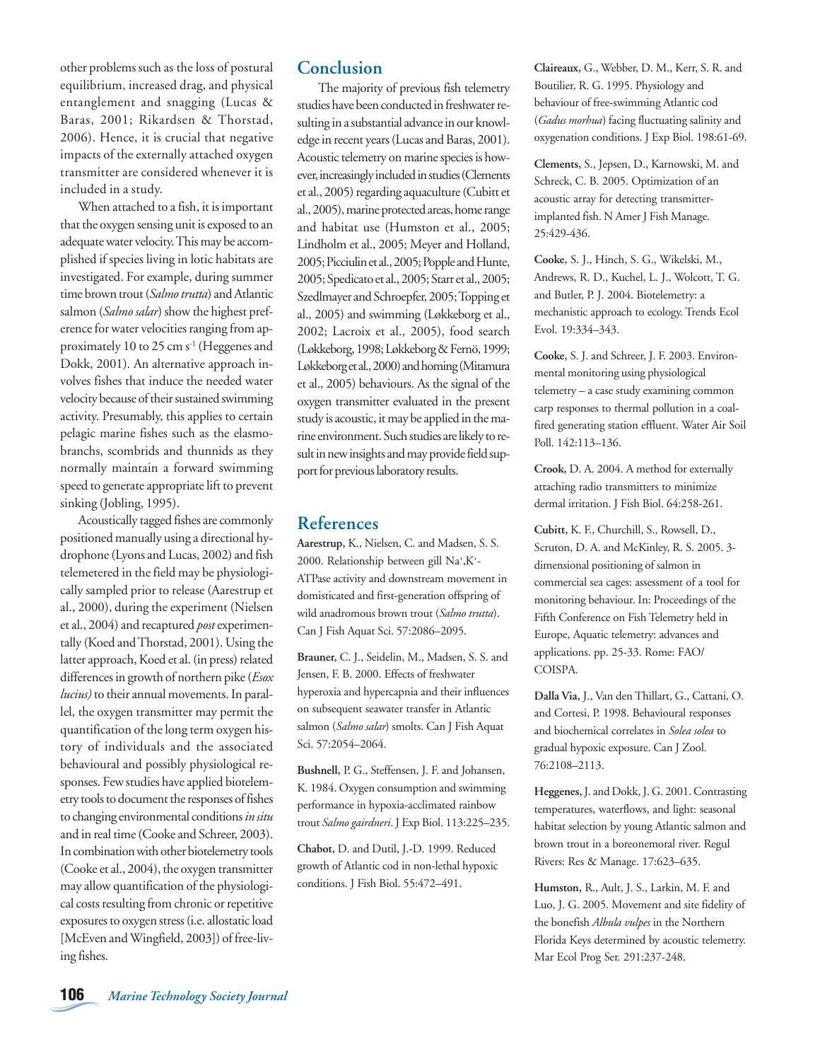other problems such as the loss of postural equilibrium, increased drag, and physical entanglement and snagging (Lucas & Baras, 2001; Rikardsen & Thorstad, 2006). Hence, it is crucial that negative impacts of the externally attached oxygen transmitter are considered whenever it is included in a study.

When attached to a fish, it is important that the oxygen sensing unit is exposed to an adequate water velocity. This may be accomplished if species living in lotic habitats are investigated. For example, during summer time brown trout (*Salmo trutta*) and Atlantic salmon (*Salmo salar*) show the highest preference for water velocities ranging from approximately 10 to 25 cm $s^{-1}$ (Heggenes and Dokk, 2001). An alternative approach involves fishes that induce the needed water velocity because of their sustained swimming activity. Presumably, this applies to certain pelagic marine fishes such as the elasmobranchs, scombrids and thunnids as they normally maintain a forward swimming speed to generate appropriate lift to prevent sinking (Jobling, 1995).

Acoustically tagged fishes are commonly positioned manually using a directional hydrophone (Lyons and Lucas, 2002) and fish telemetered in the field may be physiologically sampled prior to release (Aarestrup et al., 2000), during the experiment (Nielsen et al., 2004) and recaptured *post* experimentally (Koed and Thorstad, 2001). Using the latter approach, Koed et al. (in press) related differences in growth of northern pike (*Esox lucius)* to their annual movements. In parallel, the oxygen transmitter may permit the quantification of the long term oxygen history of individuals and the associated behavioural and possibly physiological responses. Few studies have applied biotelemetry tools to document the responses of fishes to changing environmental conditions *in situ* and in real time (Cooke and Schreer, 2003). In combination with other biotelemetry tools (Cooke et al., 2004), the oxygen transmitter may allow quantification of the physiological costs resulting from chronic or repetitive exposures to oxygen stress (i.e. allostatic load [McEven and Wingfield, 2003]) of free-living fishes.

## Conclusion

The majority of previous fish telemetry studies have been conducted in freshwater resulting in a substantial advance in our knowledge in recent years (Lucas and Baras, 2001). Acoustic telemetry on marine species is however, increasingly included in studies (Clements et al., 2005) regarding aquaculture (Cubitt et al., 2005), marine protected areas, home range and habitat use (Humston et al., 2005; Lindholm et al., 2005; Meyer and Holland, 2005; Picciulin et al., 2005; Popple and Hunte, 2005; Spedicato et al., 2005; Starr et al., 2005; Szedlmayer and Schroepfer, 2005; Topping et al., 2005) and swimming (Løkkeborg et al., 2002; Lacroix et al., 2005), food search (Løkkeborg, 1998; Løkkeborg & Fernö, 1999; Løkkeborg et al., 2000) and homing (Mitamura et al., 2005) behaviours. As the signal of the oxygen transmitter evaluated in the present study is acoustic, it may be applied in the marine environment. Such studies are likely to result in new insights and may provide field support for previous laboratory results.

## References

**Aarestrup,** K., Nielsen, C. and Madsen, S. S. 2000. Relationship between gill $Na^+$,$K^+$-ATPase activity and downstream movement in domisticated and first-generation offspring of wild anadromous brown trout (*Salmo trutta*). Can J Fish Aquat Sci. 57:2086–2095.

**Brauner,** C. J., Seidelin, M., Madsen, S. S. and Jensen, F. B. 2000. Effects of freshwater hyperoxia and hypercapnia and their influences on subsequent seawater transfer in Atlantic salmon (*Salmo salar*) smolts. Can J Fish Aquat Sci. 57:2054–2064.

**Bushnell,** P. G., Steffensen, J. F. and Johansen, K. 1984. Oxygen consumption and swimming performance in hypoxia-acclimated rainbow trout *Salmo gairdneri*. J Exp Biol. 113:225–235.

**Chabot,** D. and Dutil, J.-D. 1999. Reduced growth of Atlantic cod in non-lethal hypoxic conditions. J Fish Biol. 55:472–491.

**Claireaux,** G., Webber, D. M., Kerr, S. R. and Boutilier, R. G. 1995. Physiology and behaviour of free-swimming Atlantic cod (*Gadus morhua*) facing fluctuating salinity and oxygenation conditions. J Exp Biol. 198:61-69.

**Clements,** S., Jepsen, D., Karnowski, M. and Schreck, C. B. 2005. Optimization of an acoustic array for detecting transmitter-implanted fish. N Amer J Fish Manage. 25:429-436.

**Cooke,** S. J., Hinch, S. G., Wikelski, M., Andrews, R. D., Kuchel, L. J., Wolcott, T. G. and Butler, P. J. 2004. Biotelemetry: a mechanistic approach to ecology. Trends Ecol Evol. 19:334–343.

**Cooke,** S. J. and Schreer, J. F. 2003. Environmental monitoring using physiological telemetry – a case study examining common carp responses to thermal pollution in a coal-fired generating station effluent. Water Air Soil Poll. 142:113–136.

**Crook,** D. A. 2004. A method for externally attaching radio transmitters to minimize dermal irritation. J Fish Biol. 64:258-261.

**Cubitt,** K. F., Churchill, S., Rowsell, D., Scruton, D. A. and McKinley, R. S. 2005. 3-dimensional positioning of salmon in commercial sea cages: assessment of a tool for monitoring behaviour. In: Proceedings of the Fifth Conference on Fish Telemetry held in Europe, Aquatic telemetry: advances and applications. pp. 25-33. Rome: FAO/COISPA.

**Dalla Via,** J., Van den Thillart, G., Cattani, O. and Cortesi, P. 1998. Behavioural responses and biochemical correlates in *Solea solea* to gradual hypoxic exposure. Can J Zool. 76:2108–2113.

**Heggenes,** J. and Dokk, J. G. 2001. Contrasting temperatures, waterflows, and light: seasonal habitat selection by young Atlantic salmon and brown trout in a boreonemoral river. Regul Rivers: Res & Manage. 17:623–635.

**Humston,** R., Ault, J. S., Larkin, M. F. and Luo, J. G. 2005. Movement and site fidelity of the bonefish *Albula vulpes* in the Northern Florida Keys determined by acoustic telemetry. Mar Ecol Prog Ser. 291:237-248.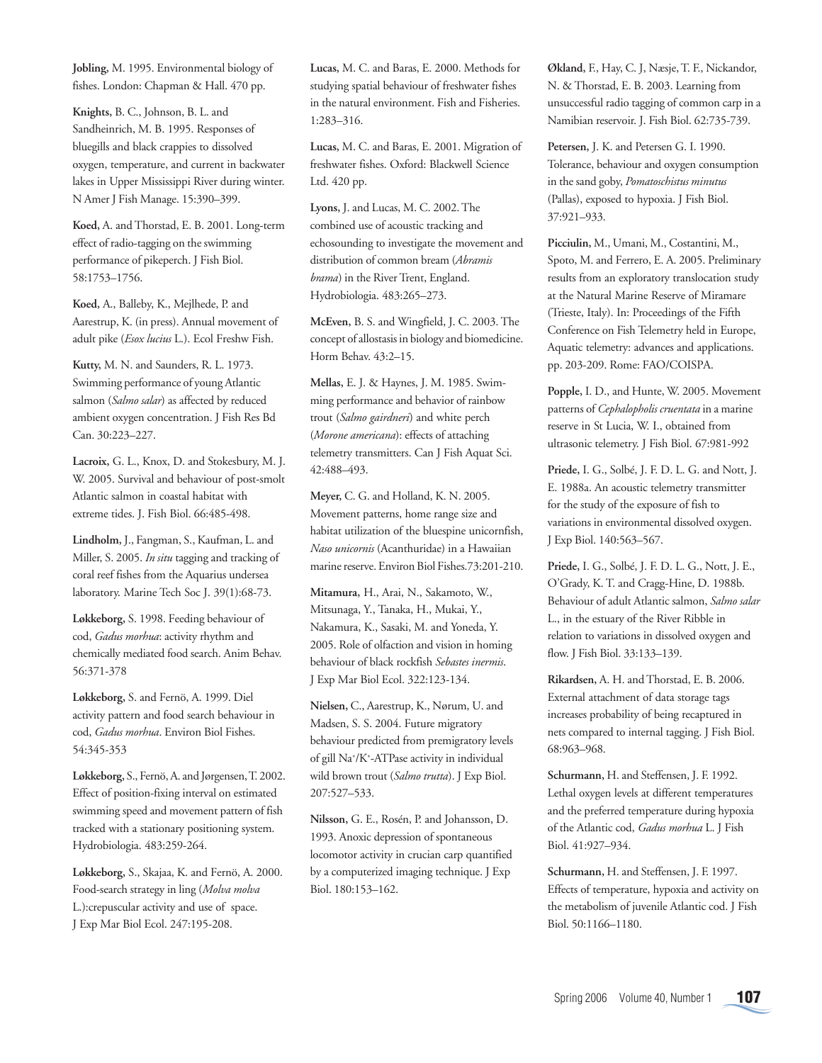**Jobling,** M. 1995. Environmental biology of fishes. London: Chapman & Hall. 470 pp.

**Knights,** B. C., Johnson, B. L. and Sandheinrich, M. B. 1995. Responses of bluegills and black crappies to dissolved oxygen, temperature, and current in backwater lakes in Upper Mississippi River during winter. N Amer J Fish Manage. 15:390–399.

**Koed,** A. and Thorstad, E. B. 2001. Long-term effect of radio-tagging on the swimming performance of pikeperch. J Fish Biol. 58:1753–1756.

**Koed,** A., Balleby, K., Mejlhede, P. and Aarestrup, K. (in press). Annual movement of adult pike (*Esox lucius* L.). Ecol Freshw Fish.

**Kutty,** M. N. and Saunders, R. L. 1973. Swimming performance of young Atlantic salmon (*Salmo salar*) as affected by reduced ambient oxygen concentration. J Fish Res Bd Can. 30:223–227.

**Lacroix,** G. L., Knox, D. and Stokesbury, M. J. W. 2005. Survival and behaviour of post-smolt Atlantic salmon in coastal habitat with extreme tides. J. Fish Biol. 66:485-498.

**Lindholm,** J., Fangman, S., Kaufman, L. and Miller, S. 2005. *In situ* tagging and tracking of coral reef fishes from the Aquarius undersea laboratory. Marine Tech Soc J. 39(1):68-73.

**Løkkeborg,** S. 1998. Feeding behaviour of cod, *Gadus morhua*: activity rhythm and chemically mediated food search. Anim Behav. 56:371-378

**Løkkeborg,** S. and Fernö, A. 1999. Diel activity pattern and food search behaviour in cod, *Gadus morhua*. Environ Biol Fishes. 54:345-353

**Løkkeborg,** S., Fernö, A. and Jørgensen, T. 2002. Effect of position-fixing interval on estimated swimming speed and movement pattern of fish tracked with a stationary positioning system. Hydrobiologia. 483:259-264.

**Løkkeborg,** S., Skajaa, K. and Fernö, A. 2000. Food-search strategy in ling (*Molva molva* L.):crepuscular activity and use of space. J Exp Mar Biol Ecol. 247:195-208.

**Lucas,** M. C. and Baras, E. 2000. Methods for studying spatial behaviour of freshwater fishes in the natural environment. Fish and Fisheries. 1:283–316.

**Lucas,** M. C. and Baras, E. 2001. Migration of freshwater fishes. Oxford: Blackwell Science Ltd. 420 pp.

**Lyons,** J. and Lucas, M. C. 2002. The combined use of acoustic tracking and echosounding to investigate the movement and distribution of common bream (*Abramis brama*) in the River Trent, England. Hydrobiologia. 483:265–273.

**McEven,** B. S. and Wingfield, J. C. 2003. The concept of allostasis in biology and biomedicine. Horm Behav. 43:2–15.

**Mellas,** E. J. & Haynes, J. M. 1985. Swimming performance and behavior of rainbow trout (*Salmo gairdneri*) and white perch (*Morone americana*): effects of attaching telemetry transmitters. Can J Fish Aquat Sci. 42:488–493.

**Meyer,** C. G. and Holland, K. N. 2005. Movement patterns, home range size and habitat utilization of the bluespine unicornfish, *Naso unicornis* (Acanthuridae) in a Hawaiian marine reserve. Environ Biol Fishes.73:201-210.

**Mitamura,** H., Arai, N., Sakamoto, W., Mitsunaga, Y., Tanaka, H., Mukai, Y., Nakamura, K., Sasaki, M. and Yoneda, Y. 2005. Role of olfaction and vision in homing behaviour of black rockfish *Sebastes inermis*. J Exp Mar Biol Ecol. 322:123-134.

**Nielsen,** C., Aarestrup, K., Nørum, U. and Madsen, S. S. 2004. Future migratory behaviour predicted from premigratory levels of gill $Na^+/K^+$-ATPase activity in individual wild brown trout (*Salmo trutta*). J Exp Biol. 207:527–533.

**Nilsson,** G. E., Rosén, P. and Johansson, D. 1993. Anoxic depression of spontaneous locomotor activity in crucian carp quantified by a computerized imaging technique. J Exp Biol. 180:153–162.

**Økland,** F., Hay, C. J, Næsje, T. F., Nickandor, N. & Thorstad, E. B. 2003. Learning from unsuccessful radio tagging of common carp in a Namibian reservoir. J. Fish Biol. 62:735-739.

**Petersen,** J. K. and Petersen G. I. 1990. Tolerance, behaviour and oxygen consumption in the sand goby, *Pomatoschistus minutus* (Pallas), exposed to hypoxia. J Fish Biol. 37:921–933.

**Picciulin,** M., Umani, M., Costantini, M., Spoto, M. and Ferrero, E. A. 2005. Preliminary results from an exploratory translocation study at the Natural Marine Reserve of Miramare (Trieste, Italy). In: Proceedings of the Fifth Conference on Fish Telemetry held in Europe, Aquatic telemetry: advances and applications. pp. 203-209. Rome: FAO/COISPA.

**Popple,** I. D., and Hunte, W. 2005. Movement patterns of *Cephalopholis cruentata* in a marine reserve in St Lucia, W. I., obtained from ultrasonic telemetry. J Fish Biol. 67:981-992

**Priede,** I. G., Solbé, J. F. D. L. G. and Nott, J. E. 1988a. An acoustic telemetry transmitter for the study of the exposure of fish to variations in environmental dissolved oxygen. J Exp Biol. 140:563–567.

**Priede,** I. G., Solbé, J. F. D. L. G., Nott, J. E., O'Grady, K. T. and Cragg-Hine, D. 1988b. Behaviour of adult Atlantic salmon, *Salmo salar* L., in the estuary of the River Ribble in relation to variations in dissolved oxygen and flow. J Fish Biol. 33:133–139.

**Rikardsen,** A. H. and Thorstad, E. B. 2006. External attachment of data storage tags increases probability of being recaptured in nets compared to internal tagging. J Fish Biol. 68:963–968.

**Schurmann,** H. and Steffensen, J. F. 1992. Lethal oxygen levels at different temperatures and the preferred temperature during hypoxia of the Atlantic cod, *Gadus morhua* L. J Fish Biol. 41:927–934.

**Schurmann,** H. and Steffensen, J. F. 1997. Effects of temperature, hypoxia and activity on the metabolism of juvenile Atlantic cod. J Fish Biol. 50:1166–1180.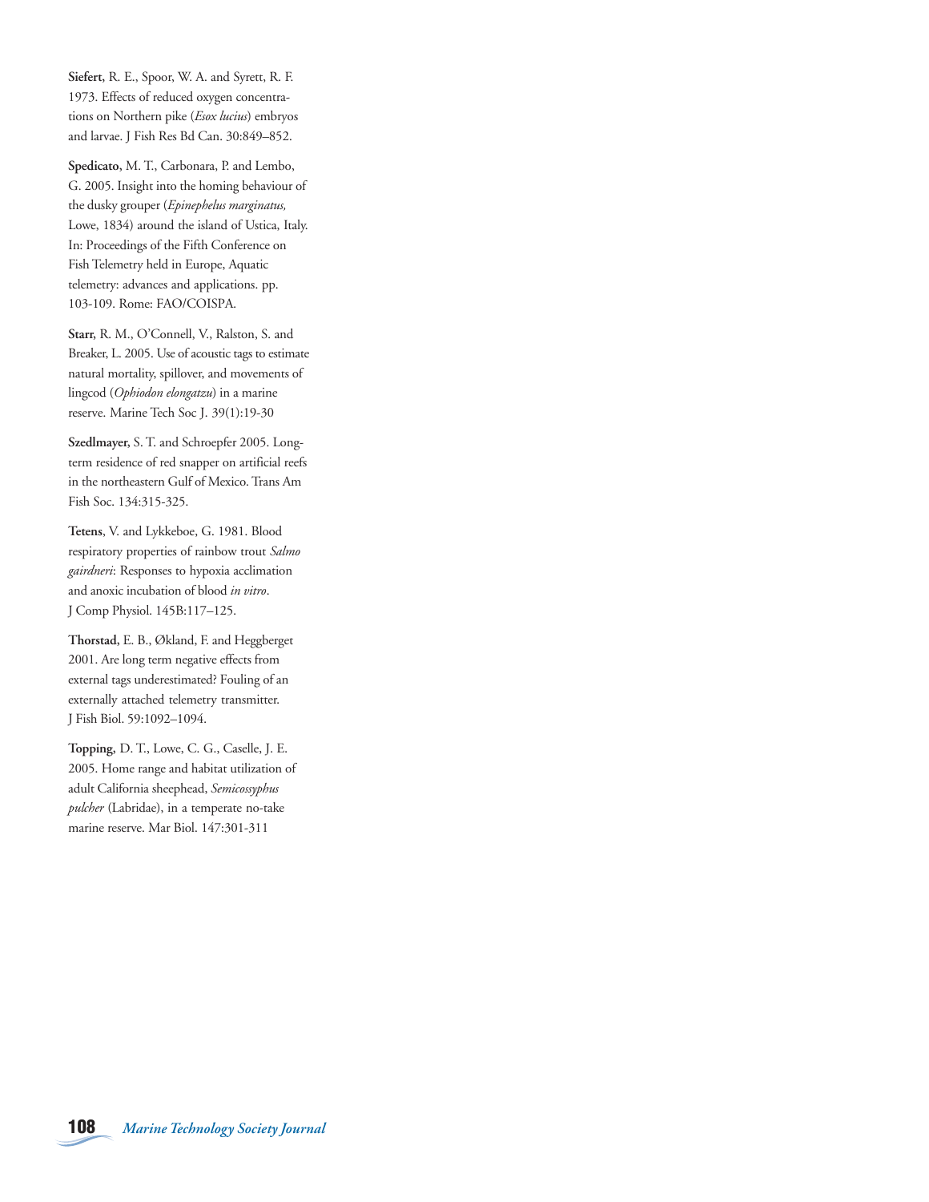**Siefert,** R. E., Spoor, W. A. and Syrett, R. F. 1973. Effects of reduced oxygen concentrations on Northern pike (*Esox lucius*) embryos and larvae. J Fish Res Bd Can. 30:849–852.

**Spedicato,** M. T., Carbonara, P. and Lembo, G. 2005. Insight into the homing behaviour of the dusky grouper (*Epinephelus marginatus,* Lowe, 1834) around the island of Ustica, Italy. In: Proceedings of the Fifth Conference on Fish Telemetry held in Europe, Aquatic telemetry: advances and applications. pp. 103-109. Rome: FAO/COISPA.

**Starr,** R. M., O'Connell, V., Ralston, S. and Breaker, L. 2005. Use of acoustic tags to estimate natural mortality, spillover, and movements of lingcod (*Ophiodon elongatzu*) in a marine reserve. Marine Tech Soc J. 39(1):19-30

**Szedlmayer,** S. T. and Schroepfer 2005. Long-term residence of red snapper on artificial reefs in the northeastern Gulf of Mexico. Trans Am Fish Soc. 134:315-325.

**Tetens**, V. and Lykkeboe, G. 1981. Blood respiratory properties of rainbow trout *Salmo gairdneri*: Responses to hypoxia acclimation and anoxic incubation of blood *in vitro*. J Comp Physiol. 145B:117–125.

**Thorstad,** E. B., Økland, F. and Heggberget 2001. Are long term negative effects from external tags underestimated? Fouling of an externally attached telemetry transmitter. J Fish Biol. 59:1092–1094.

**Topping,** D. T., Lowe, C. G., Caselle, J. E. 2005. Home range and habitat utilization of adult California sheephead, *Semicossyphus pulcher* (Labridae), in a temperate no-take marine reserve. Mar Biol. 147:301-311